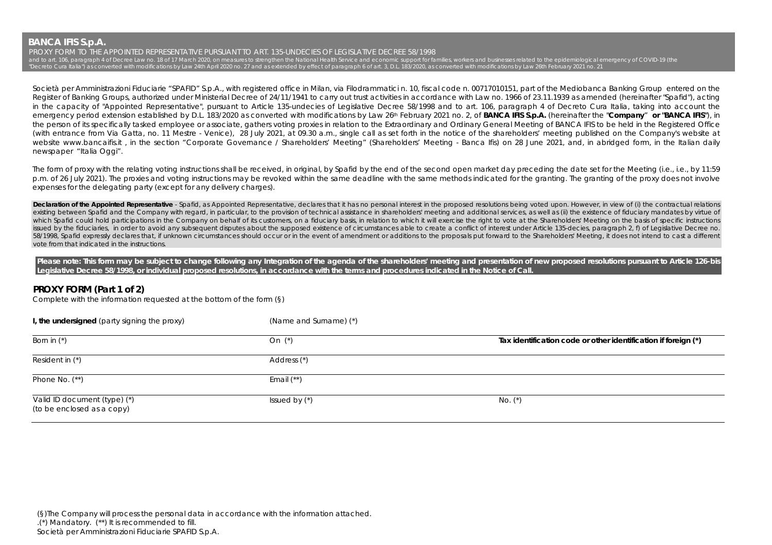# BANCA IFIS S.p.A.

PROXY FORM TO THE APPOINTED REPRESENTATIVE PURSUANT TO ART. 135-UNDECIES OF LEGISLATIVE DECREE 58/1998
and to art. 106, paragraph 4 of Decree Law no. 18 of 17 March 2020, on measures to strengthen the National Health Service and economic support for families, workers and businesses related to the epidemiological emergency of COVID-19 (the "Decreto Cura Italia") as converted with modifications by Law 24th April 2020 no. 27 and as extended by effect of paragraph 6 of art. 3, D.L. 183/2020, as converted with modifications by Law 26th February 2021 no. 21

Società per Amministrazioni Fiduciarie "SPAFID" S.p.A., with registered office in Milan, via Filodrammatici n. 10, fiscal code n. 00717010151, part of the Mediobanca Banking Group entered on the Register of Banking Groups, authorized under Ministerial Decree of 24/11/1941 to carry out trust activities in accordance with Law no. 1966 of 23.11.1939 as amended (hereinafter "Spafid"), acting in the capacity of "Appointed Representative", pursuant to Article 135-undecies of Legislative Decree 58/1998 and to art. 106, paragraph 4 of Decreto Cura Italia, taking into account the emergency period extension established by D.L. 183/2020 as converted with modifications by Law 26th February 2021 no. 2, of **BANCA IFIS S.p.A.** (hereinafter the "**Company**" or "**BANCA IFIS**"), in the person of its specifically tasked employee or associate, gathers voting proxies in relation to the Extraordinary and Ordinary General Meeting of BANCA IFIS to be held in the Registered Office (with entrance from Via Gatta, no. 11 Mestre - Venice), 28 July 2021, at 09.30 a.m., single call as set forth in the notice of the shareholders' meeting published on the Company's website at website www.bancaifis.it , in the section "Corporate Governance / Shareholders' Meeting" (Shareholders' Meeting - Banca Ifis) on 28 June 2021, and, in abridged form, in the Italian daily newspaper "Italia Oggi".

The form of proxy with the relating voting instructions shall be received, in original, by Spafid by the end of the second open market day preceding the date set for the Meeting (i.e., i.e., by 11:59 p.m. of 26 July 2021). The proxies and voting instructions may be revoked within the same deadline with the same methods indicated for the granting. The granting of the proxy does not involve expenses for the delegating party (except for any delivery charges).

**Declaration of the Appointed Representative** - Spafid, as Appointed Representative, declares that it has no personal interest in the proposed resolutions being voted upon. However, in view of (i) the contractual relations existing between Spafid and the Company with regard, in particular, to the provision of technical assistance in shareholders' meeting and additional services, as well as (ii) the existence of fiduciary mandates by virtue of which Spafid could hold participations in the Company on behalf of its customers, on a fiduciary basis, in relation to which it will exercise the right to vote at the Shareholders' Meeting on the basis of specific instructions issued by the fiduciaries, in order to avoid any subsequent disputes about the supposed existence of circumstances able to create a conflict of interest under Article 135-decies, paragraph 2, f) of Legislative Decree no. 58/1998, Spafid expressly declares that, if unknown circumstances should occur or in the event of amendment or additions to the proposals put forward to the Shareholders' Meeting, it does not intend to cast a different vote from that indicated in the instructions.

**Please note: This form may be subject to change following any Integration of the agenda of the shareholders' meeting and presentation of new proposed resolutions pursuant to Article 126-bis Legislative Decree 58/1998, or individual proposed resolutions, in accordance with the terms and procedures indicated in the Notice of Call.**

## PROXY FORM (Part 1 of 2)

Complete with the information requested at the bottom of the form (§)

| **I, the undersigned** (party signing the proxy) | (Name and Surname) (*) | |
|---|---|---|
| Born in (*) | On (*) | **Tax identification code or other identification if foreign (*)** |
| Resident in (*) | Address (*) | |
| Phone No. (**) | Email (**) | |
| Valid ID document (type) (*) (to be enclosed as a copy) | Issued by (*) | No. (*) |

(§)The Company will process the personal data in accordance with the information attached.
.(*) Mandatory. (**) It is recommended to fill.
Società per Amministrazioni Fiduciarie SPAFID S.p.A.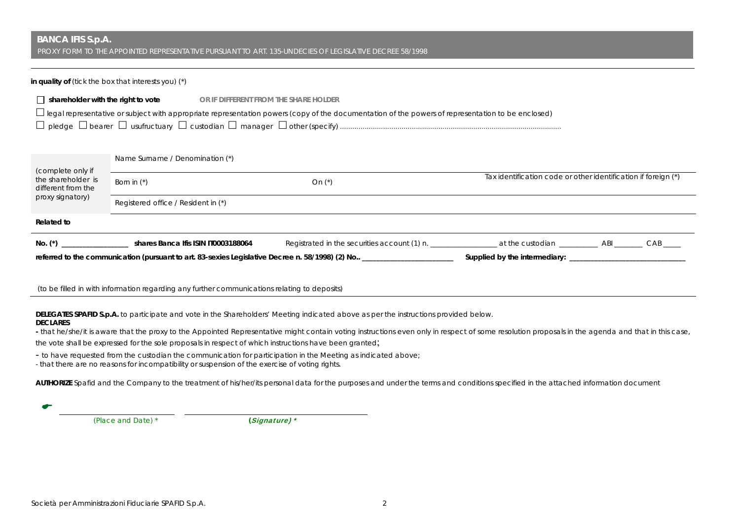**BANCA IFIS S.p.A.**
PROXY FORM TO THE APPOINTED REPRESENTATIVE PURSUANT TO ART. 135-UNDECIES OF LEGISLATIVE DECREE 58/1998

---

**in quality of** (tick the box that interests you) (*)

☐ **shareholder with the right to vote** **OR IF DIFFERENT FROM THE SHARE HOLDER**

☐ legal representative or subject with appropriate representation powers (copy of the documentation of the powers of representation to be enclosed)

☐ pledge ☐ bearer ☐ usufructuary ☐ custodian ☐ manager ☐ other (specify) ..........................................................................................................

| (complete only if the shareholder is different from the proxy signatory) | Name Surname / Denomination (*) | | |
|---|---|---|---|
| | Born in (*) | On (*) | Tax identification code or other identification if foreign (*) |
| | Registered office / Resident in (*) | | |

**Related to**

**No. (*)** _________________ **shares Banca Ifis ISIN IT0003188064** Registrated in the securities account (1) n. _________________ at the custodian __________ ABI _______ CAB _____

**referred to the communication (pursuant to art. 83-sexies Legislative Decree n. 58/1998) (2) No..** ________________________ **Supplied by the intermediary:** ______________________________

(to be filled in with information regarding any further communications relating to deposits)

---

**DELEGATES SPAFID S.p.A.** to participate and vote in the Shareholders' Meeting indicated above as per the instructions provided below.

**DECLARES**

- that he/she/it is aware that the proxy to the Appointed Representative might contain voting instructions even only in respect of some resolution proposals in the agenda and that in this case, the vote shall be expressed for the sole proposals in respect of which instructions have been granted;
- to have requested from the custodian the communication for participation in the Meeting as indicated above;
- that there are no reasons for incompatibility or suspension of the exercise of voting rights.

**AUTHORIZE** Spafid and the Company to the treatment of his/her/its personal data for the purposes and under the terms and conditions specified in the attached information document

☛ ______________________ ______________________

(Place and Date) * ***(Signature) ****

Società per Amministrazioni Fiduciarie SPAFID S.p.A.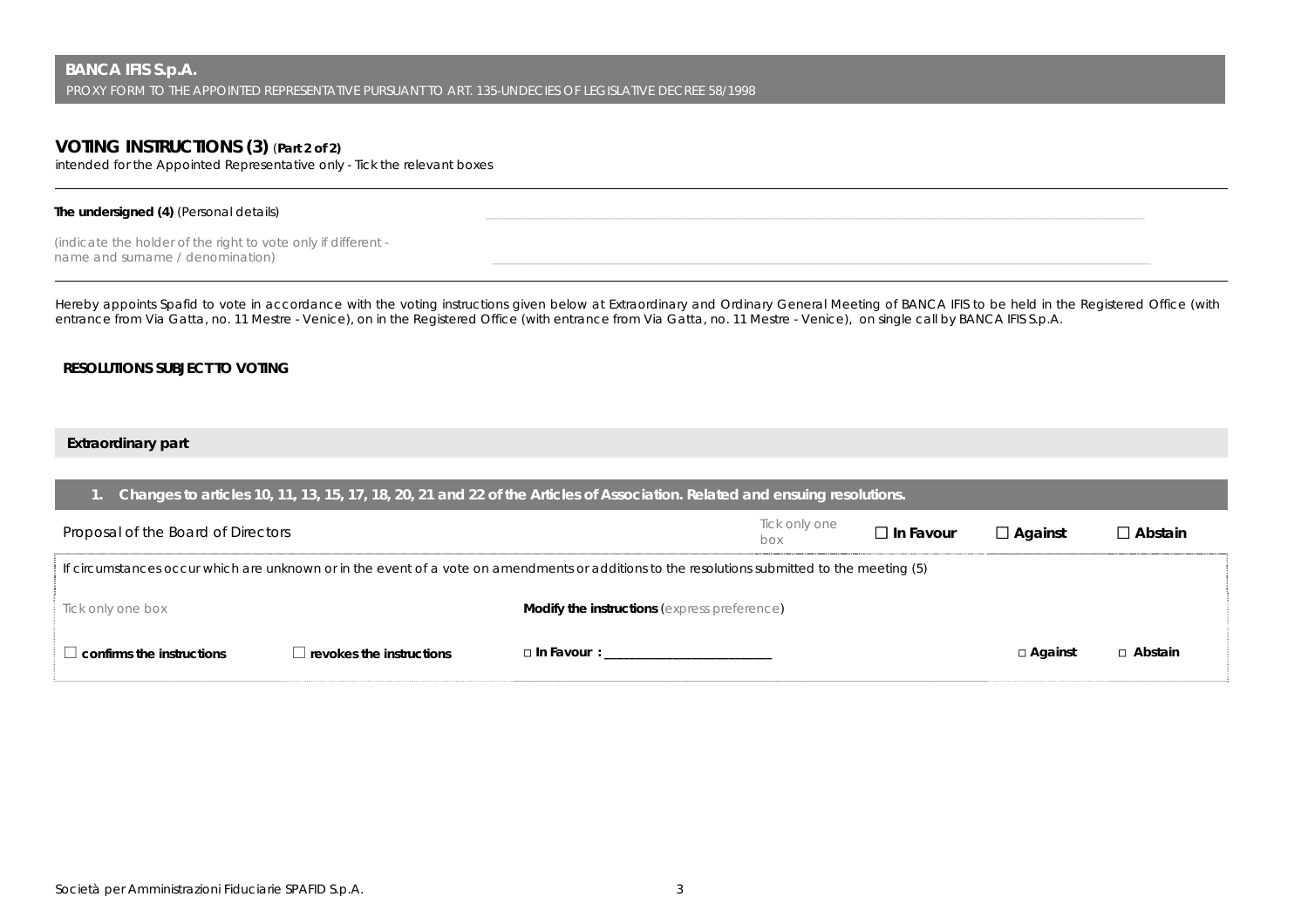**BANCA IFIS S.p.A.**

PROXY FORM TO THE APPOINTED REPRESENTATIVE PURSUANT TO ART. 135-UNDECIES OF LEGISLATIVE DECREE 58/1998

## VOTING INSTRUCTIONS (3) (Part 2 of 2)

intended for the Appointed Representative only - Tick the relevant boxes

**The undersigned (4)** (Personal details) ______________________________

(indicate the holder of the right to vote only if different - name and surname / denomination) ______________________________

Hereby appoints Spafid to vote in accordance with the voting instructions given below at Extraordinary and Ordinary General Meeting of BANCA IFIS to be held in the Registered Office (with entrance from Via Gatta, no. 11 Mestre - Venice), on in the Registered Office (with entrance from Via Gatta, no. 11 Mestre - Venice), on single call by BANCA IFIS S.p.A.

**RESOLUTIONS SUBJECT TO VOTING**

**Extraordinary part**

**1. Changes to articles 10, 11, 13, 15, 17, 18, 20, 21 and 22 of the Articles of Association. Related and ensuing resolutions.**

| Proposal of the Board of Directors | Tick only one box | ☐ **In Favour** | ☐ **Against** | ☐ **Abstain** |
|---|---|---|---|---|

If circumstances occur which are unknown or in the event of a vote on amendments or additions to the resolutions submitted to the meeting (5)

| Tick only one box | | **Modify the instructions** (express preference) | | |
|---|---|---|---|---|
| ☐ **confirms the instructions** | ☐ **revokes the instructions** | ☐ **In Favour :** ______________________ | ☐ **Against** | ☐ **Abstain** |

Società per Amministrazioni Fiduciarie SPAFID S.p.A.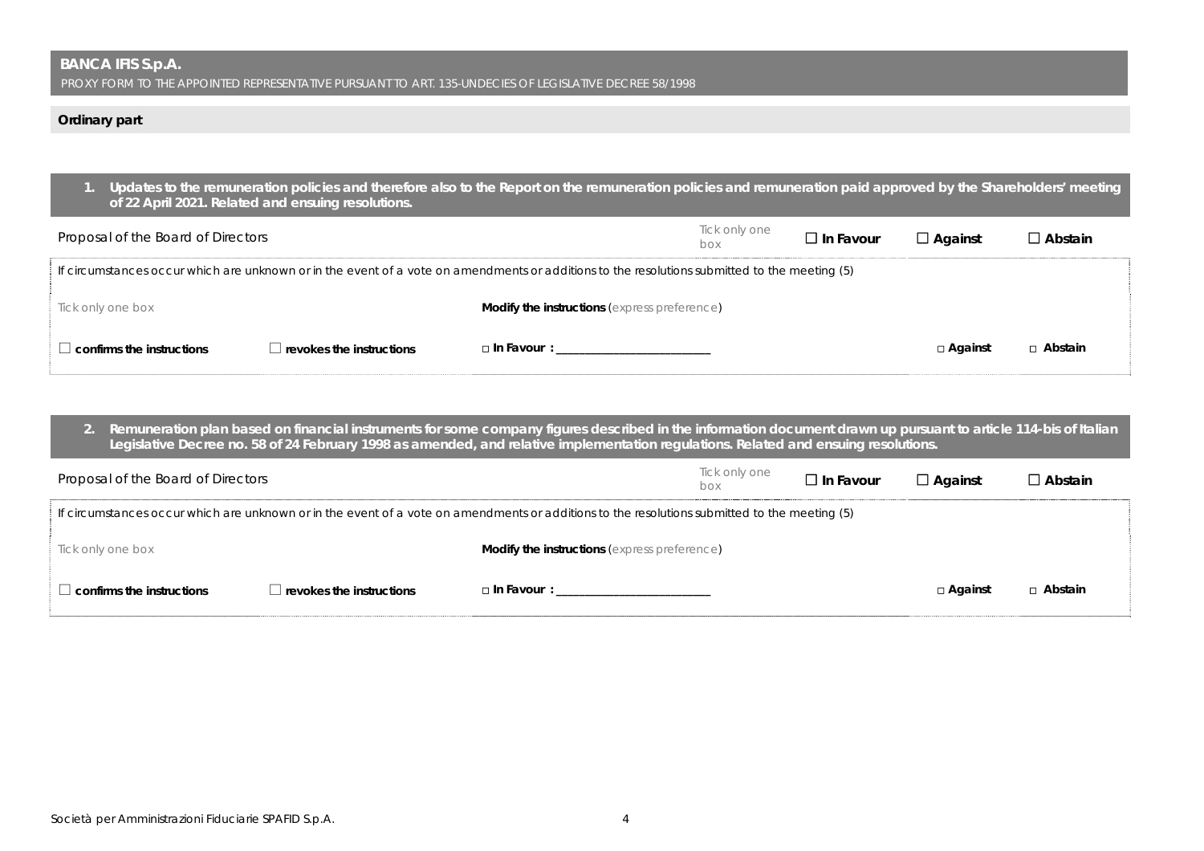**BANCA IFIS S.p.A.**

PROXY FORM TO THE APPOINTED REPRESENTATIVE PURSUANT TO ART. 135-UNDECIES OF LEGISLATIVE DECREE 58/1998

**Ordinary part**

**1. Updates to the remuneration policies and therefore also to the Report on the remuneration policies and remuneration paid approved by the Shareholders' meeting of 22 April 2021. Related and ensuing resolutions.**

| Proposal of the Board of Directors | Tick only one box | ☐ **In Favour** | ☐ **Against** | ☐ **Abstain** |
|---|---|---|---|---|

If circumstances occur which are unknown or in the event of a vote on amendments or additions to the resolutions submitted to the meeting (5)

| Tick only one box | | **Modify the instructions** (express preference) | | |
|---|---|---|---|---|
| ☐ **confirms the instructions** | ☐ **revokes the instructions** | □ **In Favour :** ___________________________ | □ **Against** | □ **Abstain** |

**2. Remuneration plan based on financial instruments for some company figures described in the information document drawn up pursuant to article 114-bis of Italian Legislative Decree no. 58 of 24 February 1998 as amended, and relative implementation regulations. Related and ensuing resolutions.**

| Proposal of the Board of Directors | Tick only one box | ☐ **In Favour** | ☐ **Against** | ☐ **Abstain** |
|---|---|---|---|---|

If circumstances occur which are unknown or in the event of a vote on amendments or additions to the resolutions submitted to the meeting (5)

| Tick only one box | | **Modify the instructions** (express preference) | | |
|---|---|---|---|---|
| ☐ **confirms the instructions** | ☐ **revokes the instructions** | □ **In Favour :** ___________________________ | □ **Against** | □ **Abstain** |

Società per Amministrazioni Fiduciarie SPAFID S.p.A.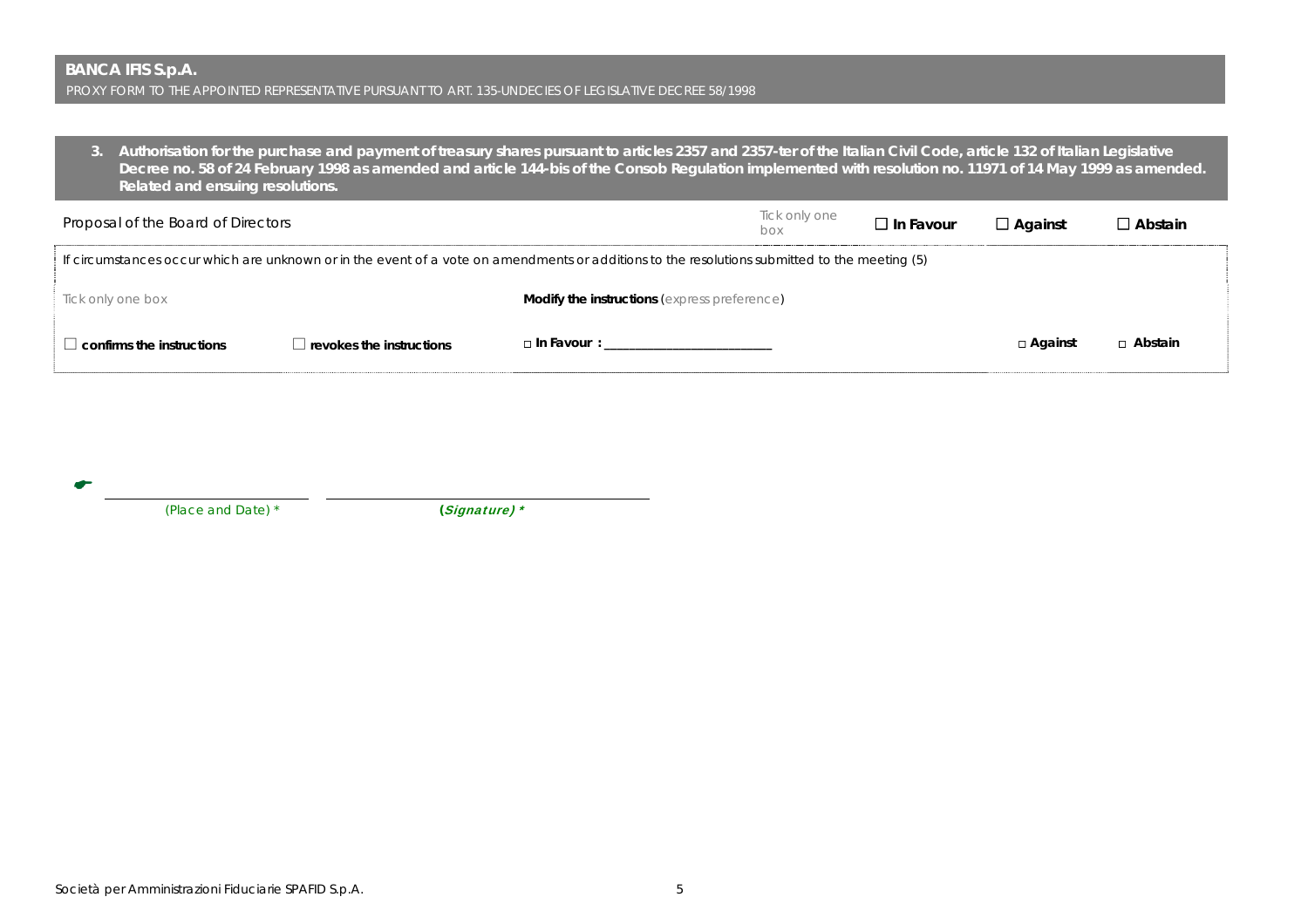**BANCA IFIS S.p.A.**

PROXY FORM TO THE APPOINTED REPRESENTATIVE PURSUANT TO ART. 135-UNDECIES OF LEGISLATIVE DECREE 58/1998

**3. Authorisation for the purchase and payment of treasury shares pursuant to articles 2357 and 2357-ter of the Italian Civil Code, article 132 of Italian Legislative Decree no. 58 of 24 February 1998 as amended and article 144-bis of the Consob Regulation implemented with resolution no. 11971 of 14 May 1999 as amended. Related and ensuing resolutions.**

| Proposal of the Board of Directors | Tick only one box | ☐ **In Favour** | ☐ **Against** | ☐ **Abstain** |
|---|---|---|---|---|

If circumstances occur which are unknown or in the event of a vote on amendments or additions to the resolutions submitted to the meeting (5)

| Tick only one box | | **Modify the instructions** (express preference) | | |
|---|---|---|---|---|
| ☐ **confirms the instructions** | ☐ **revokes the instructions** | ☐ **In Favour :** ______________________ | ☐ **Against** | ☐ **Abstain** |

☛ ______________________ ______________________________________

(Place and Date) * **(*Signature*) ***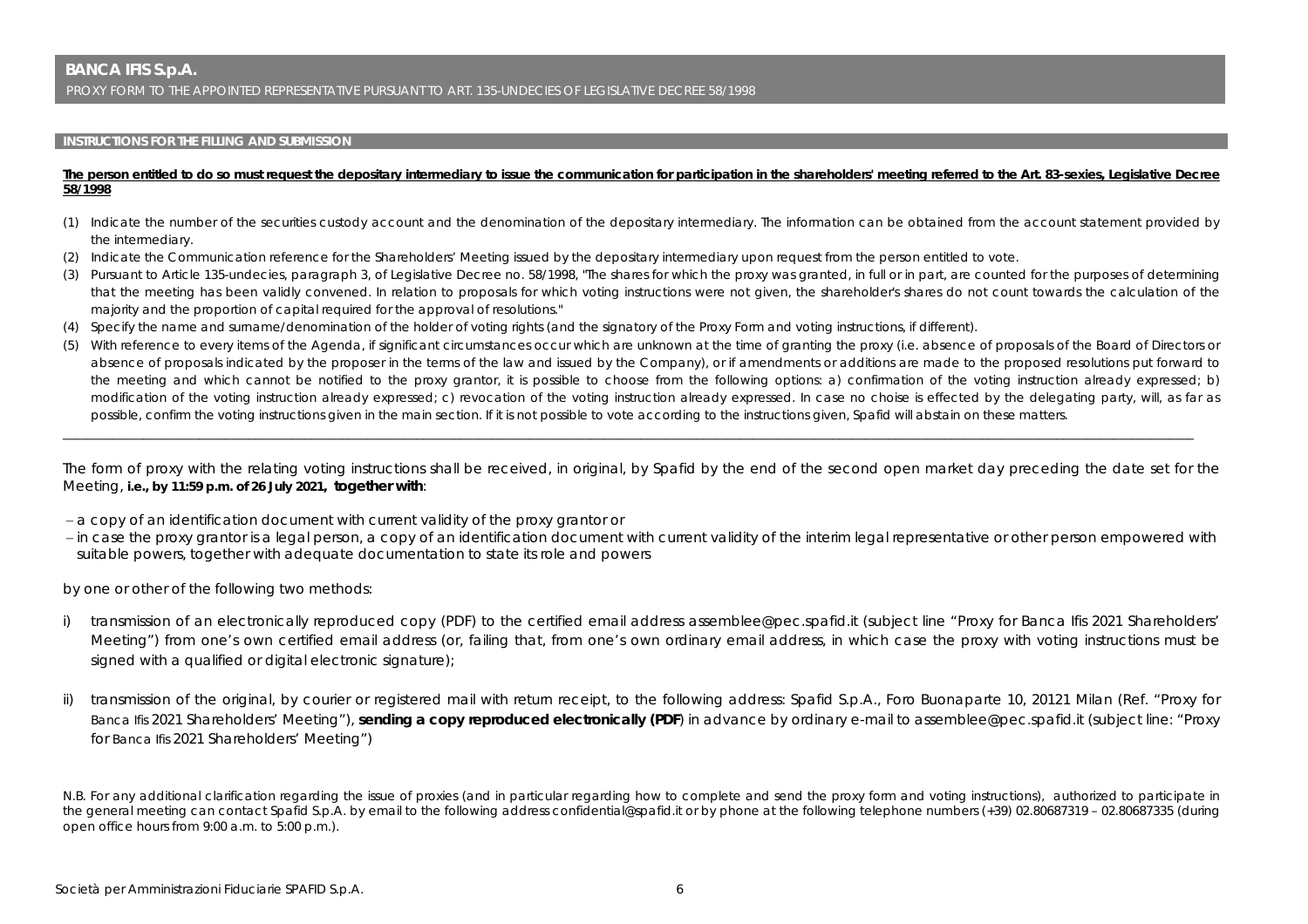# BANCA IFIS S.p.A.

PROXY FORM TO THE APPOINTED REPRESENTATIVE PURSUANT TO ART. 135-UNDECIES OF LEGISLATIVE DECREE 58/1998

## INSTRUCTIONS FOR THE FILLING AND SUBMISSION

**The person entitled to do so must request the depositary intermediary to issue the communication for participation in the shareholders' meeting referred to the Art. 83-sexies, Legislative Decree 58/1998**

(1) Indicate the number of the securities custody account and the denomination of the depositary intermediary. The information can be obtained from the account statement provided by the intermediary.

(2) Indicate the Communication reference for the Shareholders' Meeting issued by the depositary intermediary upon request from the person entitled to vote.

(3) Pursuant to Article 135-undecies, paragraph 3, of Legislative Decree no. 58/1998, "The shares for which the proxy was granted, in full or in part, are counted for the purposes of determining that the meeting has been validly convened. In relation to proposals for which voting instructions were not given, the shareholder's shares do not count towards the calculation of the majority and the proportion of capital required for the approval of resolutions."

(4) Specify the name and surname/denomination of the holder of voting rights (and the signatory of the Proxy Form and voting instructions, if different).

(5) With reference to every items of the Agenda, if significant circumstances occur which are unknown at the time of granting the proxy (i.e. absence of proposals of the Board of Directors or absence of proposals indicated by the proposer in the terms of the law and issued by the Company), or if amendments or additions are made to the proposed resolutions put forward to the meeting and which cannot be notified to the proxy grantor, it is possible to choose from the following options: a) confirmation of the voting instruction already expressed; b) modification of the voting instruction already expressed; c) revocation of the voting instruction already expressed. In case no choise is effected by the delegating party, will, as far as possible, confirm the voting instructions given in the main section. If it is not possible to vote according to the instructions given, Spafid will abstain on these matters.

---

The form of proxy with the relating voting instructions shall be received, in original, by Spafid by the end of the second open market day preceding the date set for the Meeting, **i.e., by 11:59 p.m. of 26 July 2021, together with**:

- a copy of an identification document with current validity of the proxy grantor or
- in case the proxy grantor is a legal person, a copy of an identification document with current validity of the interim legal representative or other person empowered with suitable powers, together with adequate documentation to state its role and powers

by one or other of the following two methods:

i) transmission of an electronically reproduced copy (PDF) to the certified email address assemblee@pec.spafid.it (subject line "Proxy for Banca Ifis 2021 Shareholders' Meeting") from one's own certified email address (or, failing that, from one's own ordinary email address, in which case the proxy with voting instructions must be signed with a qualified or digital electronic signature);

ii) transmission of the original, by courier or registered mail with return receipt, to the following address: Spafid S.p.A., Foro Buonaparte 10, 20121 Milan (Ref. "Proxy for Banca Ifis 2021 Shareholders' Meeting"), **sending a copy reproduced electronically (PDF**) in advance by ordinary e-mail to assemblee@pec.spafid.it (subject line: "Proxy for Banca Ifis 2021 Shareholders' Meeting")

N.B. For any additional clarification regarding the issue of proxies (and in particular regarding how to complete and send the proxy form and voting instructions), authorized to participate in the general meeting can contact Spafid S.p.A. by email to the following address confidential@spafid.it or by phone at the following telephone numbers (+39) 02.80687319 – 02.80687335 (during open office hours from 9:00 a.m. to 5:00 p.m.).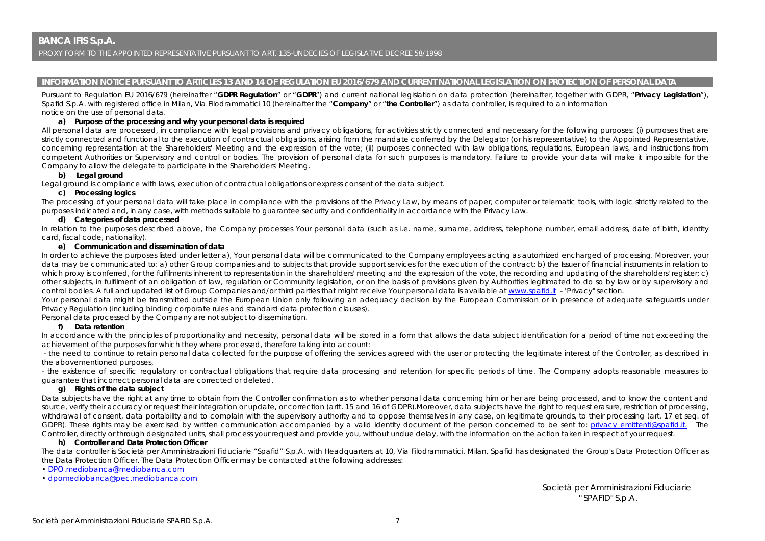# BANCA IFIS S.p.A.

PROXY FORM TO THE APPOINTED REPRESENTATIVE PURSUANT TO ART. 135-UNDECIES OF LEGISLATIVE DECREE 58/1998

## INFORMATION NOTICE PURSUANT TO ARTICLES 13 AND 14 OF REGULATION EU 2016/679 AND CURRENT NATIONAL LEGISLATION ON PROTECTION OF PERSONAL DATA

Pursuant to Regulation EU 2016/679 (hereinafter "**GDPR Regulation**" or "**GDPR**") and current national legislation on data protection (hereinafter, together with GDPR, "**Privacy Legislation**"), Spafid S.p.A. with registered office in Milan, Via Filodrammatici 10 (hereinafter the "**Company**" or "**the Controller**") as data controller, is required to an information notice on the use of personal data.

**a) Purpose of the processing and why your personal data is required**

All personal data are processed, in compliance with legal provisions and privacy obligations, for activities strictly connected and necessary for the following purposes: (i) purposes that are strictly connected and functional to the execution of contractual obligations, arising from the mandate conferred by the Delegator (or his representative) to the Appointed Representative, concerning representation at the Shareholders' Meeting and the expression of the vote; (ii) purposes connected with law obligations, regulations, European laws, and instructions from competent Authorities or Supervisory and control or bodies. The provision of personal data for such purposes is mandatory. Failure to provide your data will make it impossible for the Company to allow the delegate to participate in the Shareholders' Meeting.

**b) Legal ground**

Legal ground is compliance with laws, execution of contractual obligations or express consent of the data subject.

**c) Processing logics**

The processing of your personal data will take place in compliance with the provisions of the Privacy Law, by means of paper, computer or telematic tools, with logic strictly related to the purposes indicated and, in any case, with methods suitable to guarantee security and confidentiality in accordance with the Privacy Law.

**d) Categories of data processed**

In relation to the purposes described above, the Company processes Your personal data (such as i.e. name, surname, address, telephone number, email address, date of birth, identity card, fiscal code, nationality).

**e) Communication and dissemination of data**

In order to achieve the purposes listed under letter a), Your personal data will be communicated to the Company employees acting as autorhized encharged of processing. Moreover, your data may be communicated to: a) other Group companies and to subjects that provide support services for the execution of the contract; b) the Issuer of financial instruments in relation to which proxy is conferred, for the fulfilments inherent to representation in the shareholders' meeting and the expression of the vote, the recording and updating of the shareholders' register; c) other subjects, in fulfilment of an obligation of law, regulation or Community legislation, or on the basis of provisions given by Authorities legitimated to do so by law or by supervisory and control bodies. A full and updated list of Group Companies and/or third parties that might receive Your personal data is available at www.spafid.it - "Privacy" section.

Your personal data might be transmitted outside the European Union only following an adequacy decision by the European Commission or in presence of adequate safeguards under Privacy Regulation (including binding corporate rules and standard data protection clauses).

Personal data processed by the Company are not subject to dissemination.

**f) Data retention**

In accordance with the principles of proportionality and necessity, personal data will be stored in a form that allows the data subject identification for a period of time not exceeding the achievement of the purposes for which they where processed, therefore taking into account:

- the need to continue to retain personal data collected for the purpose of offering the services agreed with the user or protecting the legitimate interest of the Controller, as described in the abovementioned purposes,
- the existence of specific regulatory or contractual obligations that require data processing and retention for specific periods of time. The Company adopts reasonable measures to guarantee that incorrect personal data are corrected or deleted.

**g) Rights of the data subject**

Data subjects have the right at any time to obtain from the Controller confirmation as to whether personal data concerning him or her are being processed, and to know the content and source, verify their accuracy or request their integration or update, or correction (artt. 15 and 16 of GDPR).Moreover, data subjects have the right to request erasure, restriction of processing, withdrawal of consent, data portability and to complain with the supervisory authority and to oppose themselves in any case, on legitimate grounds, to their processing (art. 17 et seq. of GDPR). These rights may be exercised by written communication accompanied by a valid identity document of the person concerned to be sent to: privacy_emittenti@spafid.it. The Controller, directly or through designated units, shall process your request and provide you, without undue delay, with the information on the action taken in respect of your request.

**h) Controller and Data Protection Officer**

The data controller is Società per Amministrazioni Fiduciarie "Spafid" S.p.A. with Headquarters at 10, Via Filodrammatici, Milan. Spafid has designated the Group's Data Protection Officer as the Data Protection Officer. The Data Protection Officer may be contacted at the following addresses:

- DPO.mediobanca@mediobanca.com
- dpomediobanca@pec.mediobanca.com

Società per Amministrazioni Fiduciarie
"SPAFID" S.p.A.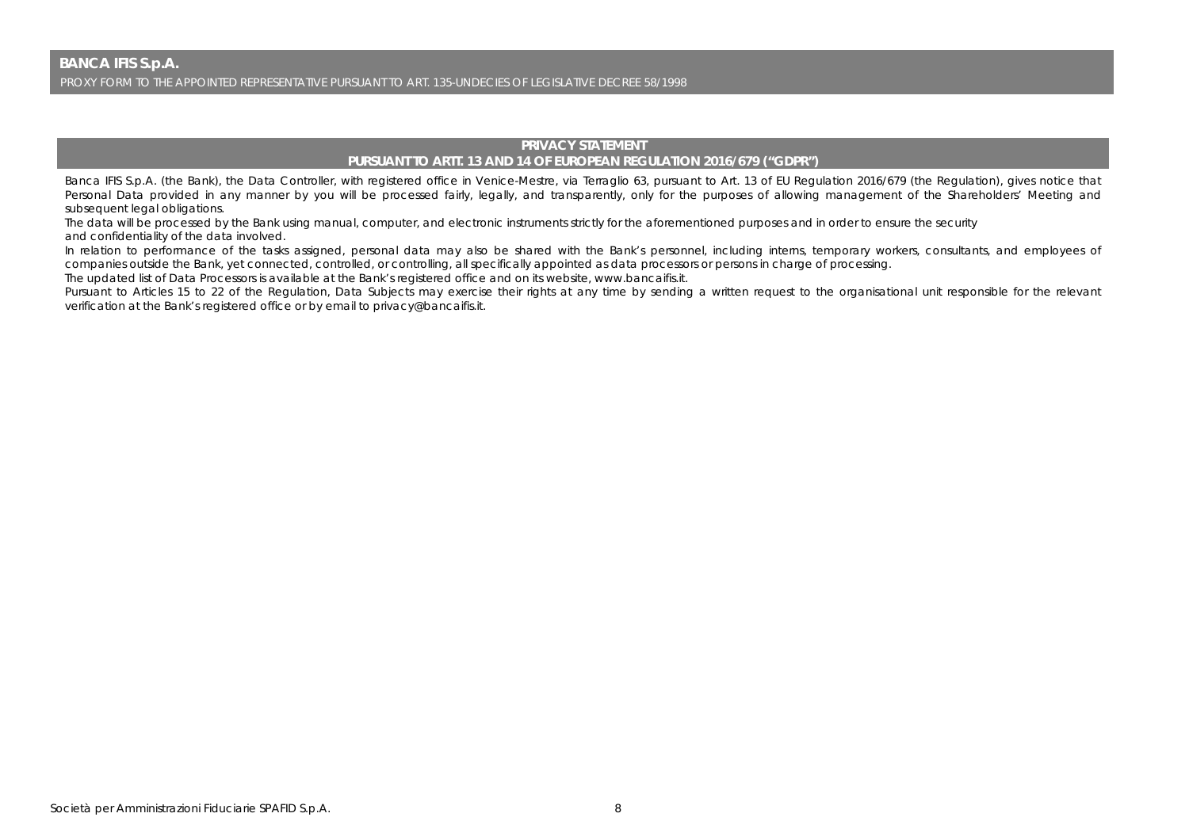## PRIVACY STATEMENT
## PURSUANT TO ARTT. 13 AND 14 OF EUROPEAN REGULATION 2016/679 ("GDPR")

Banca IFIS S.p.A. (the Bank), the Data Controller, with registered office in Venice-Mestre, via Terraglio 63, pursuant to Art. 13 of EU Regulation 2016/679 (the Regulation), gives notice that Personal Data provided in any manner by you will be processed fairly, legally, and transparently, only for the purposes of allowing management of the Shareholders' Meeting and subsequent legal obligations.

The data will be processed by the Bank using manual, computer, and electronic instruments strictly for the aforementioned purposes and in order to ensure the security and confidentiality of the data involved.

In relation to performance of the tasks assigned, personal data may also be shared with the Bank's personnel, including interns, temporary workers, consultants, and employees of companies outside the Bank, yet connected, controlled, or controlling, all specifically appointed as data processors or persons in charge of processing.

The updated list of Data Processors is available at the Bank's registered office and on its website, www.bancaifis.it.

Pursuant to Articles 15 to 22 of the Regulation, Data Subjects may exercise their rights at any time by sending a written request to the organisational unit responsible for the relevant verification at the Bank's registered office or by email to privacy@bancaifis.it.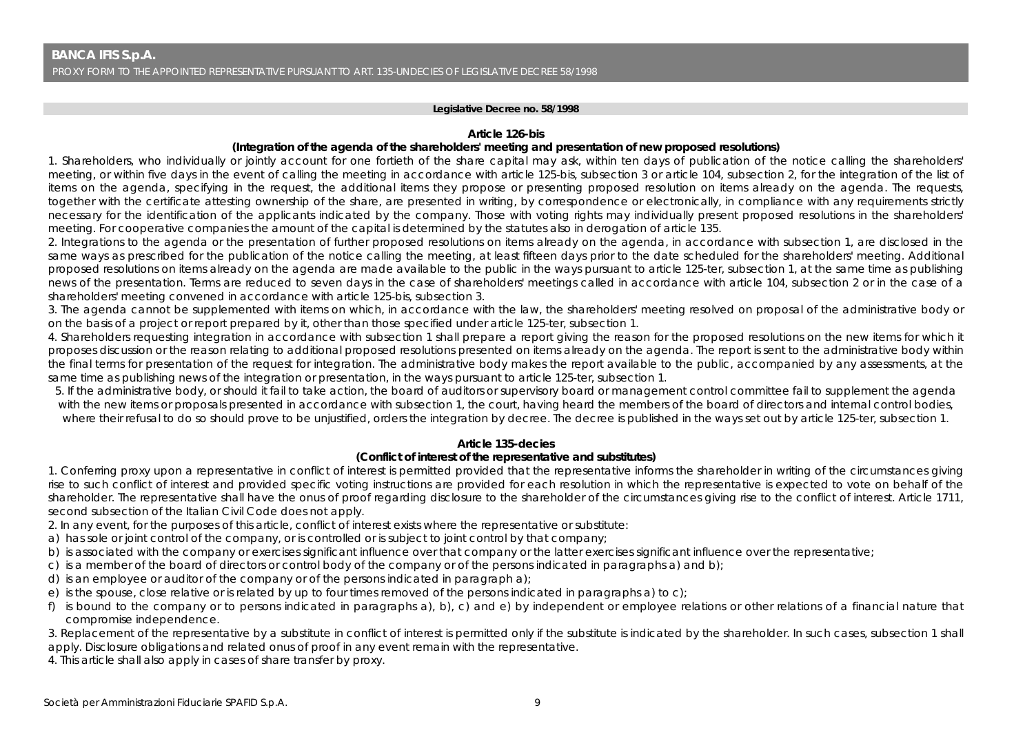**Legislative Decree no. 58/1998**

**Article 126-bis**

**(Integration of the agenda of the shareholders' meeting and presentation of new proposed resolutions)**

1. Shareholders, who individually or jointly account for one fortieth of the share capital may ask, within ten days of publication of the notice calling the shareholders' meeting, or within five days in the event of calling the meeting in accordance with article 125-bis, subsection 3 or article 104, subsection 2, for the integration of the list of items on the agenda, specifying in the request, the additional items they propose or presenting proposed resolution on items already on the agenda. The requests, together with the certificate attesting ownership of the share, are presented in writing, by correspondence or electronically, in compliance with any requirements strictly necessary for the identification of the applicants indicated by the company. Those with voting rights may individually present proposed resolutions in the shareholders' meeting. For cooperative companies the amount of the capital is determined by the statutes also in derogation of article 135.

2. Integrations to the agenda or the presentation of further proposed resolutions on items already on the agenda, in accordance with subsection 1, are disclosed in the same ways as prescribed for the publication of the notice calling the meeting, at least fifteen days prior to the date scheduled for the shareholders' meeting. Additional proposed resolutions on items already on the agenda are made available to the public in the ways pursuant to article 125-ter, subsection 1, at the same time as publishing news of the presentation. Terms are reduced to seven days in the case of shareholders' meetings called in accordance with article 104, subsection 2 or in the case of a shareholders' meeting convened in accordance with article 125-bis, subsection 3.

3. The agenda cannot be supplemented with items on which, in accordance with the law, the shareholders' meeting resolved on proposal of the administrative body or on the basis of a project or report prepared by it, other than those specified under article 125-ter, subsection 1.

4. Shareholders requesting integration in accordance with subsection 1 shall prepare a report giving the reason for the proposed resolutions on the new items for which it proposes discussion or the reason relating to additional proposed resolutions presented on items already on the agenda. The report is sent to the administrative body within the final terms for presentation of the request for integration. The administrative body makes the report available to the public, accompanied by any assessments, at the same time as publishing news of the integration or presentation, in the ways pursuant to article 125-ter, subsection 1.

5. If the administrative body, or should it fail to take action, the board of auditors or supervisory board or management control committee fail to supplement the agenda with the new items or proposals presented in accordance with subsection 1, the court, having heard the members of the board of directors and internal control bodies, where their refusal to do so should prove to be unjustified, orders the integration by decree. The decree is published in the ways set out by article 125-ter, subsection 1.

**Article 135-decies**

**(Conflict of interest of the representative and substitutes)**

1. Conferring proxy upon a representative in conflict of interest is permitted provided that the representative informs the shareholder in writing of the circumstances giving rise to such conflict of interest and provided specific voting instructions are provided for each resolution in which the representative is expected to vote on behalf of the shareholder. The representative shall have the onus of proof regarding disclosure to the shareholder of the circumstances giving rise to the conflict of interest. Article 1711, second subsection of the Italian Civil Code does not apply.

2. In any event, for the purposes of this article, conflict of interest exists where the representative or substitute:

a) has sole or joint control of the company, or is controlled or is subject to joint control by that company;
b) is associated with the company or exercises significant influence over that company or the latter exercises significant influence over the representative;
c) is a member of the board of directors or control body of the company or of the persons indicated in paragraphs a) and b);
d) is an employee or auditor of the company or of the persons indicated in paragraph a);
e) is the spouse, close relative or is related by up to four times removed of the persons indicated in paragraphs a) to c);
f) is bound to the company or to persons indicated in paragraphs a), b), c) and e) by independent or employee relations or other relations of a financial nature that compromise independence.

3. Replacement of the representative by a substitute in conflict of interest is permitted only if the substitute is indicated by the shareholder. In such cases, subsection 1 shall apply. Disclosure obligations and related onus of proof in any event remain with the representative.

4. This article shall also apply in cases of share transfer by proxy.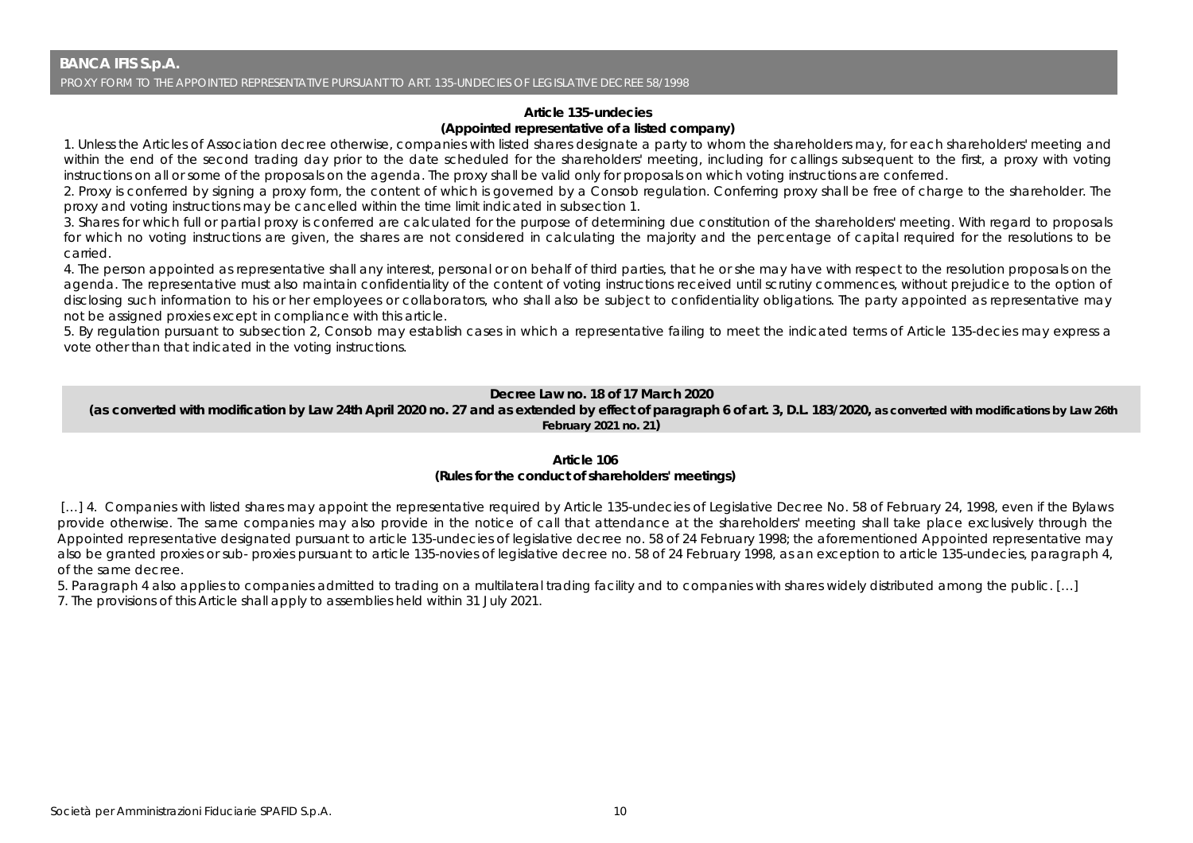**BANCA IFIS S.p.A.**
PROXY FORM TO THE APPOINTED REPRESENTATIVE PURSUANT TO ART. 135-UNDECIES OF LEGISLATIVE DECREE 58/1998

### Article 135-undecies
### (Appointed representative of a listed company)

*1. Unless the Articles of Association decree otherwise, companies with listed shares designate a party to whom the shareholders may, for each shareholders' meeting and within the end of the second trading day prior to the date scheduled for the shareholders' meeting, including for callings subsequent to the first, a proxy with voting instructions on all or some of the proposals on the agenda. The proxy shall be valid only for proposals on which voting instructions are conferred.*

*2. Proxy is conferred by signing a proxy form, the content of which is governed by a Consob regulation. Conferring proxy shall be free of charge to the shareholder. The proxy and voting instructions may be cancelled within the time limit indicated in subsection 1.*

*3. Shares for which full or partial proxy is conferred are calculated for the purpose of determining due constitution of the shareholders' meeting. With regard to proposals for which no voting instructions are given, the shares are not considered in calculating the majority and the percentage of capital required for the resolutions to be carried.*

*4. The person appointed as representative shall any interest, personal or on behalf of third parties, that he or she may have with respect to the resolution proposals on the agenda. The representative must also maintain confidentiality of the content of voting instructions received until scrutiny commences, without prejudice to the option of disclosing such information to his or her employees or collaborators, who shall also be subject to confidentiality obligations. The party appointed as representative may not be assigned proxies except in compliance with this article.*

*5. By regulation pursuant to subsection 2, Consob may establish cases in which a representative failing to meet the indicated terms of Article 135-decies may express a vote other than that indicated in the voting instructions.*

### Decree Law no. 18 of 17 March 2020
**(as converted with modification by Law 24th April 2020 no. 27 and as extended by effect of paragraph 6 of art. 3, D.L. 183/2020, as converted with modifications by Law 26th February 2021 no. 21)**

### Article 106
### (Rules for the conduct of shareholders' meetings)

*[…] 4. Companies with listed shares may appoint the representative required by Article 135-undecies of Legislative Decree No. 58 of February 24, 1998, even if the Bylaws provide otherwise. The same companies may also provide in the notice of call that attendance at the shareholders' meeting shall take place exclusively through the Appointed representative designated pursuant to article 135-undecies of legislative decree no. 58 of 24 February 1998; the aforementioned Appointed representative may also be granted proxies or sub- proxies pursuant to article 135-novies of legislative decree no. 58 of 24 February 1998, as an exception to article 135-undecies, paragraph 4, of the same decree.*

*5. Paragraph 4 also applies to companies admitted to trading on a multilateral trading facility and to companies with shares widely distributed among the public. […]*

*7. The provisions of this Article shall apply to assemblies held within 31 July 2021.*